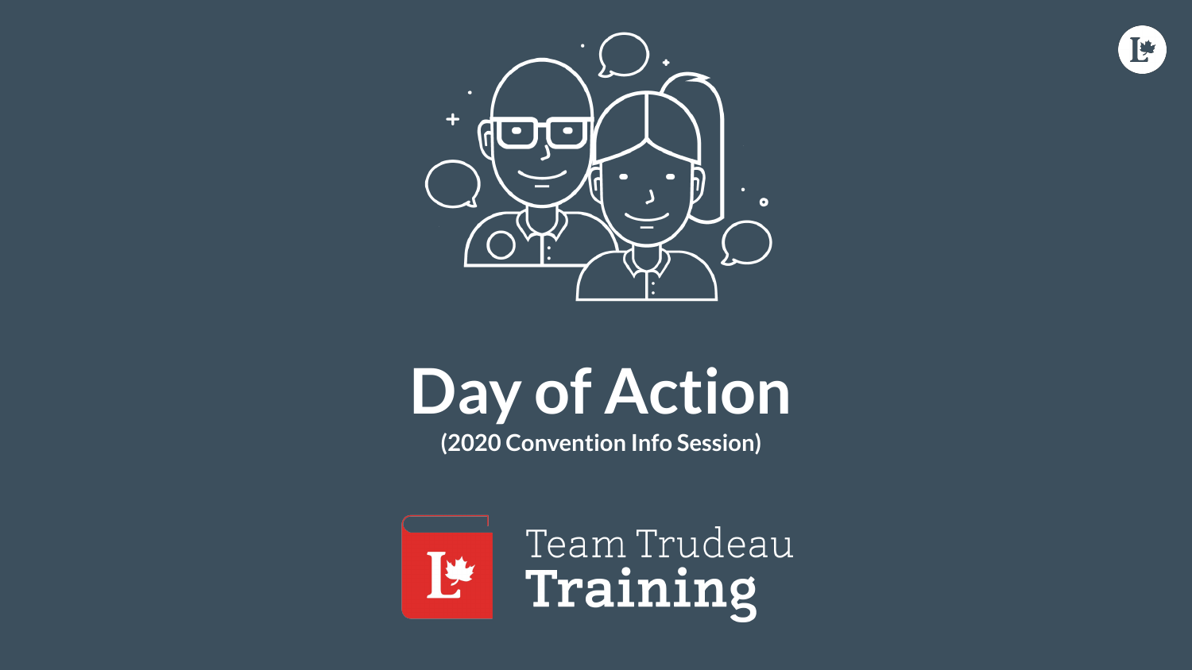# Day of Action

**(2020 Convention Info Session)**

Team Trudeau
**Training**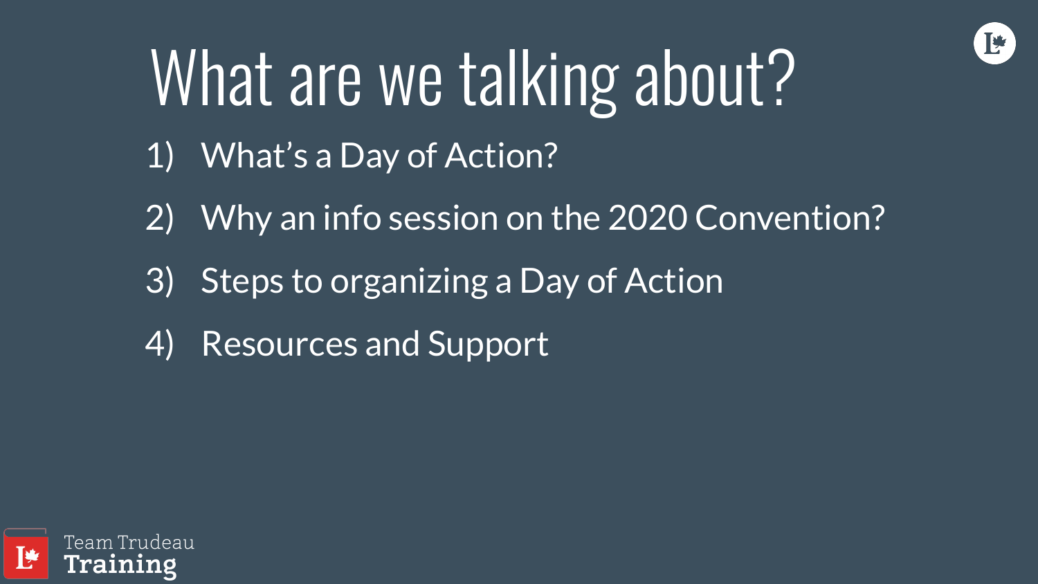# What are we talking about?

1) What's a Day of Action?
2) Why an info session on the 2020 Convention?
3) Steps to organizing a Day of Action
4) Resources and Support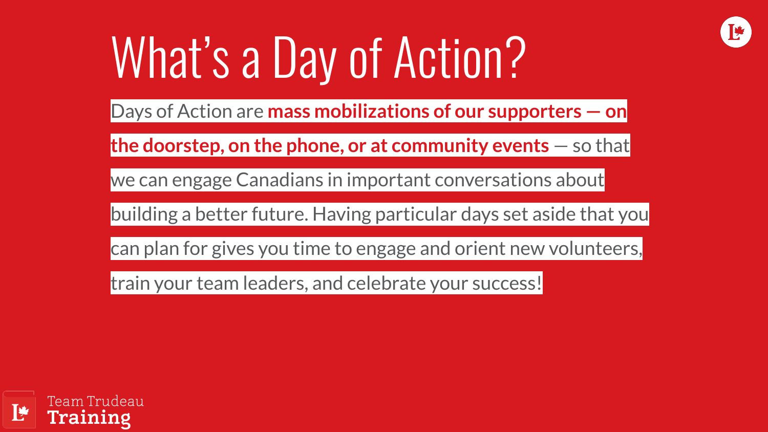# What's a Day of Action?

Days of Action are **mass mobilizations of our supporters — on the doorstep, on the phone, or at community events** — so that we can engage Canadians in important conversations about building a better future. Having particular days set aside that you can plan for gives you time to engage and orient new volunteers, train your team leaders, and celebrate your success!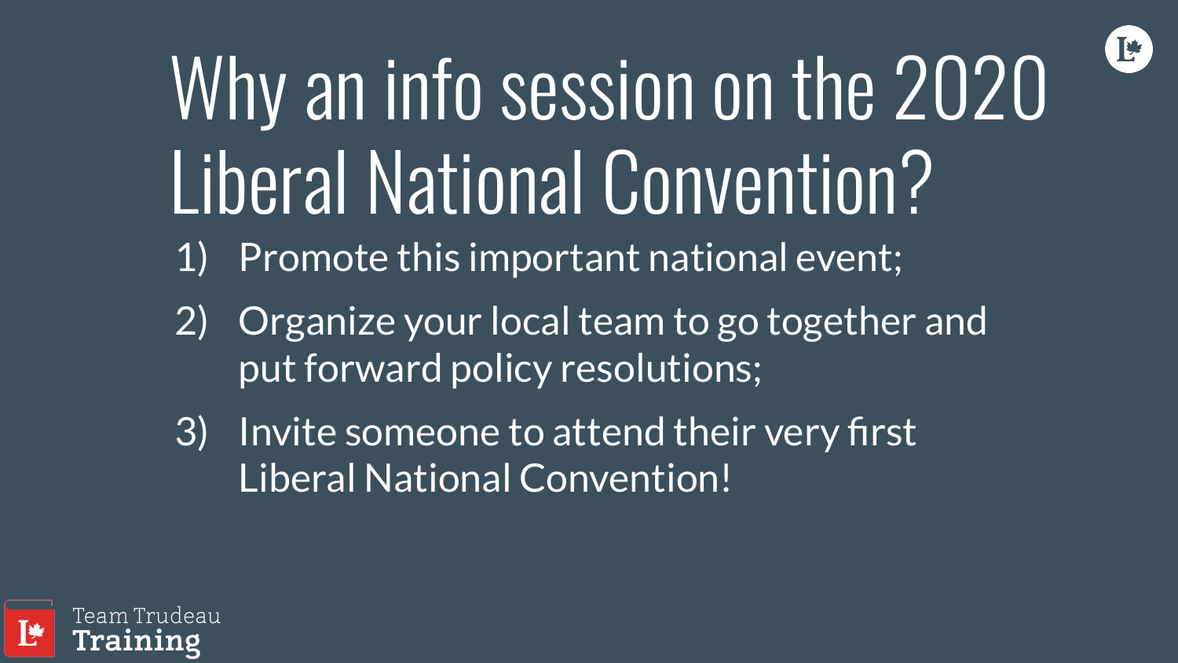# Why an info session on the 2020 Liberal National Convention?

1) Promote this important national event;
2) Organize your local team to go together and put forward policy resolutions;
3) Invite someone to attend their very first Liberal National Convention!

Team Trudeau **Training**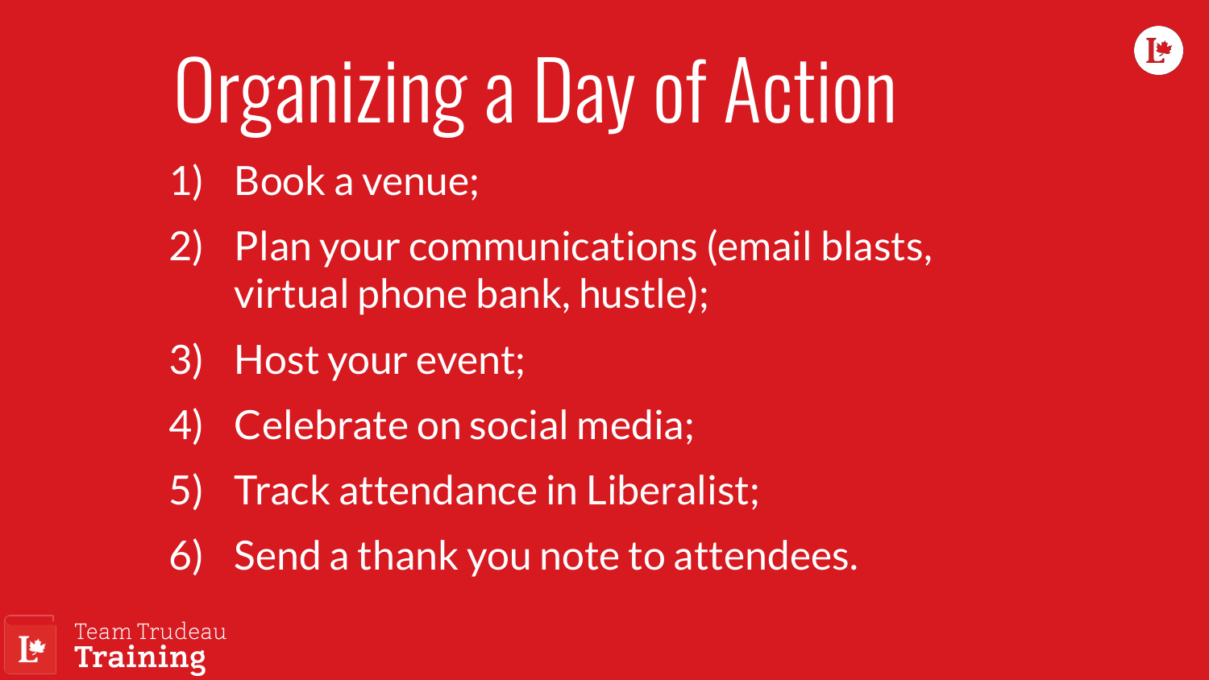# Organizing a Day of Action

1) Book a venue;
2) Plan your communications (email blasts, virtual phone bank, hustle);
3) Host your event;
4) Celebrate on social media;
5) Track attendance in Liberalist;
6) Send a thank you note to attendees.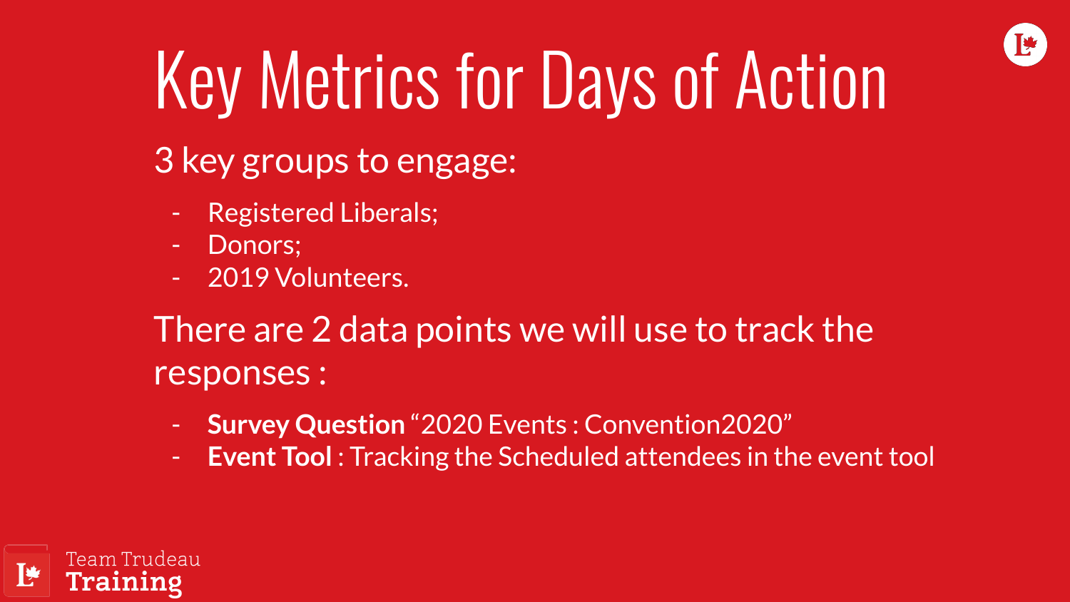# Key Metrics for Days of Action

3 key groups to engage:

- Registered Liberals;
- Donors;
- 2019 Volunteers.

There are 2 data points we will use to track the responses :

- **Survey Question** "2020 Events : Convention2020"
- **Event Tool** : Tracking the Scheduled attendees in the event tool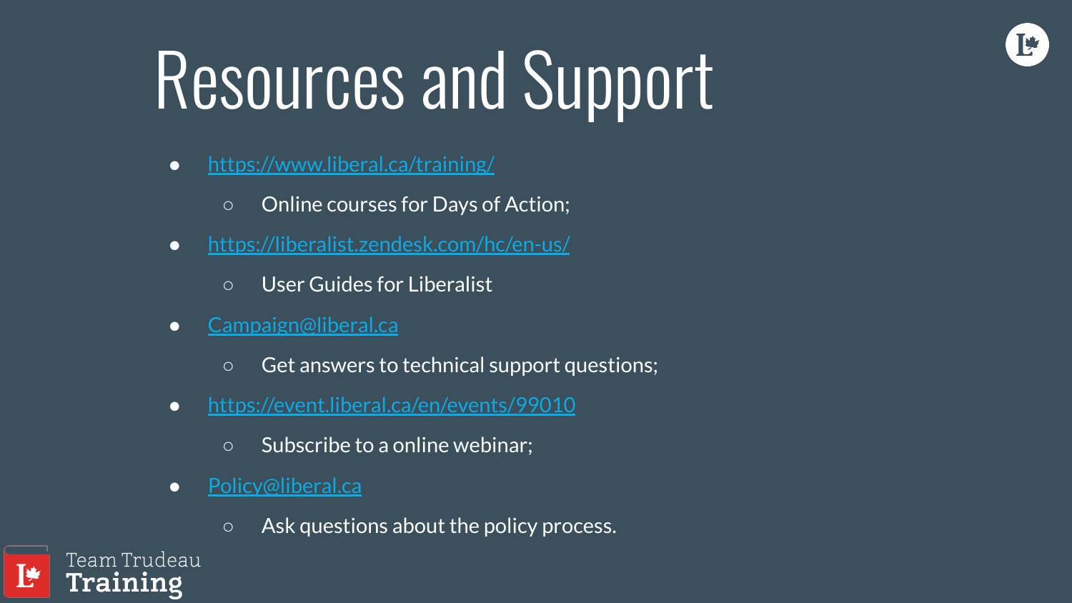# Resources and Support

- https://www.liberal.ca/training/
  - Online courses for Days of Action;
- https://liberalist.zendesk.com/hc/en-us/
  - User Guides for Liberalist
- Campaign@liberal.ca
  - Get answers to technical support questions;
- https://event.liberal.ca/en/events/99010
  - Subscribe to a online webinar;
- Policy@liberal.ca
  - Ask questions about the policy process.

Team Trudeau
**Training**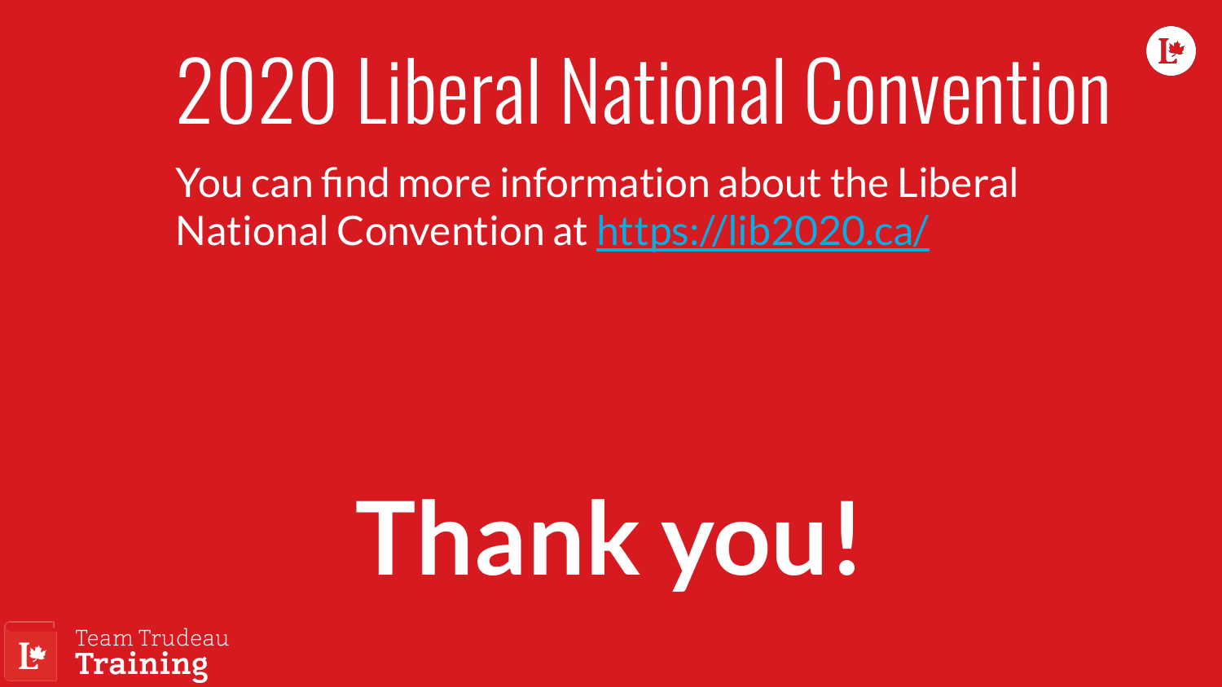# 2020 Liberal National Convention

You can find more information about the Liberal National Convention at [https://lib2020.ca/](https://lib2020.ca/)

# **Thank you!**

Team Trudeau
**Training**